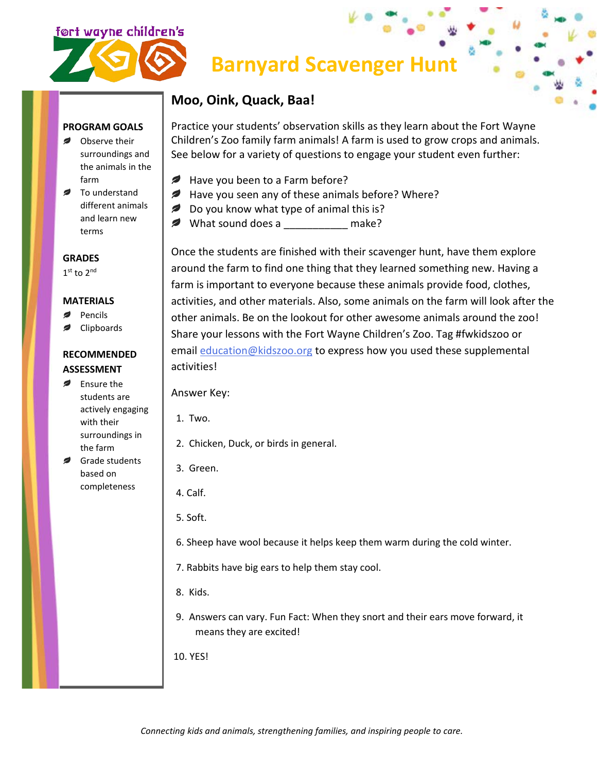# Barnyard Scavenger Hunt

## Moo, Oink, Quack, Baa!

Practice your students' observation skills as they learn about the Fort Wayne Children's Zoo family farm animals! A farm is used to grow crops and animals. See below for a variety of questions to engage your student even further:

- Have you been to a Farm before?
- Have you seen any of these animals before? Where?
- Do you know what type of animal this is?
- What sound does a ___________ make?

Once the students are finished with their scavenger hunt, have them explore around the farm to find one thing that they learned something new. Having a farm is important to everyone because these animals provide food, clothes, activities, and other materials. Also, some animals on the farm will look after the other animals. Be on the lookout for other awesome animals around the zoo! Share your lessons with the Fort Wayne Children's Zoo. Tag #fwkidszoo or email [education@kidszoo.org](mailto:education@kidszoo.org) to express how you used these supplemental activities!

Answer Key:

1. Two.
2. Chicken, Duck, or birds in general.
3. Green.
4. Calf.
5. Soft.
6. Sheep have wool because it helps keep them warm during the cold winter.
7. Rabbits have big ears to help them stay cool.
8. Kids.
9. Answers can vary. Fun Fact: When they snort and their ears move forward, it means they are excited!
10. YES!

**PROGRAM GOALS**

- Observe their surroundings and the animals in the farm
- To understand different animals and learn new terms

**GRADES**

1st to 2nd

**MATERIALS**

- Pencils
- Clipboards

**RECOMMENDED ASSESSMENT**

- Ensure the students are actively engaging with their surroundings in the farm
- Grade students based on completeness

*Connecting kids and animals, strengthening families, and inspiring people to care.*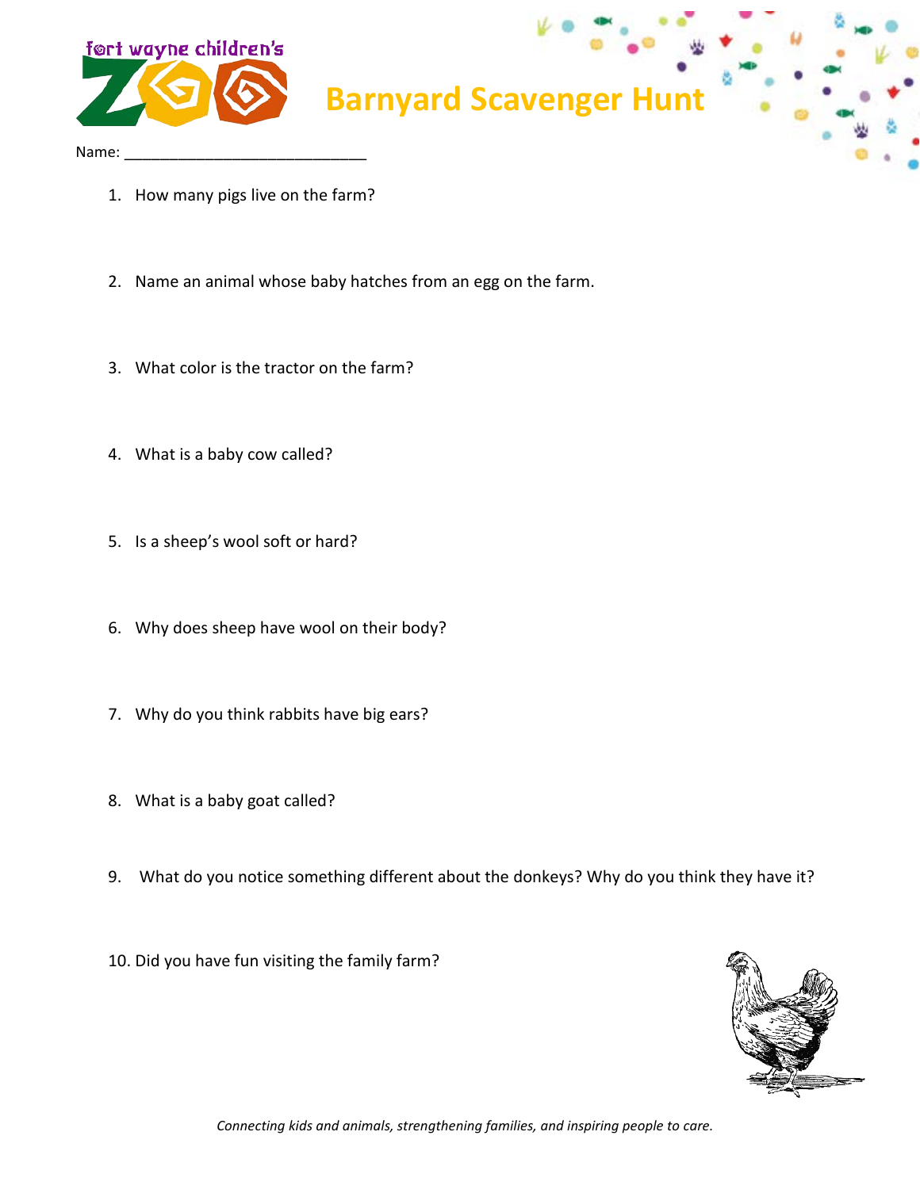fort wayne children's ZOO

# Barnyard Scavenger Hunt

Name: ______________________________

1. How many pigs live on the farm?

2. Name an animal whose baby hatches from an egg on the farm.

3. What color is the tractor on the farm?

4. What is a baby cow called?

5. Is a sheep's wool soft or hard?

6. Why does sheep have wool on their body?

7. Why do you think rabbits have big ears?

8. What is a baby goat called?

9. What do you notice something different about the donkeys? Why do you think they have it?

10. Did you have fun visiting the family farm?

*Connecting kids and animals, strengthening families, and inspiring people to care.*